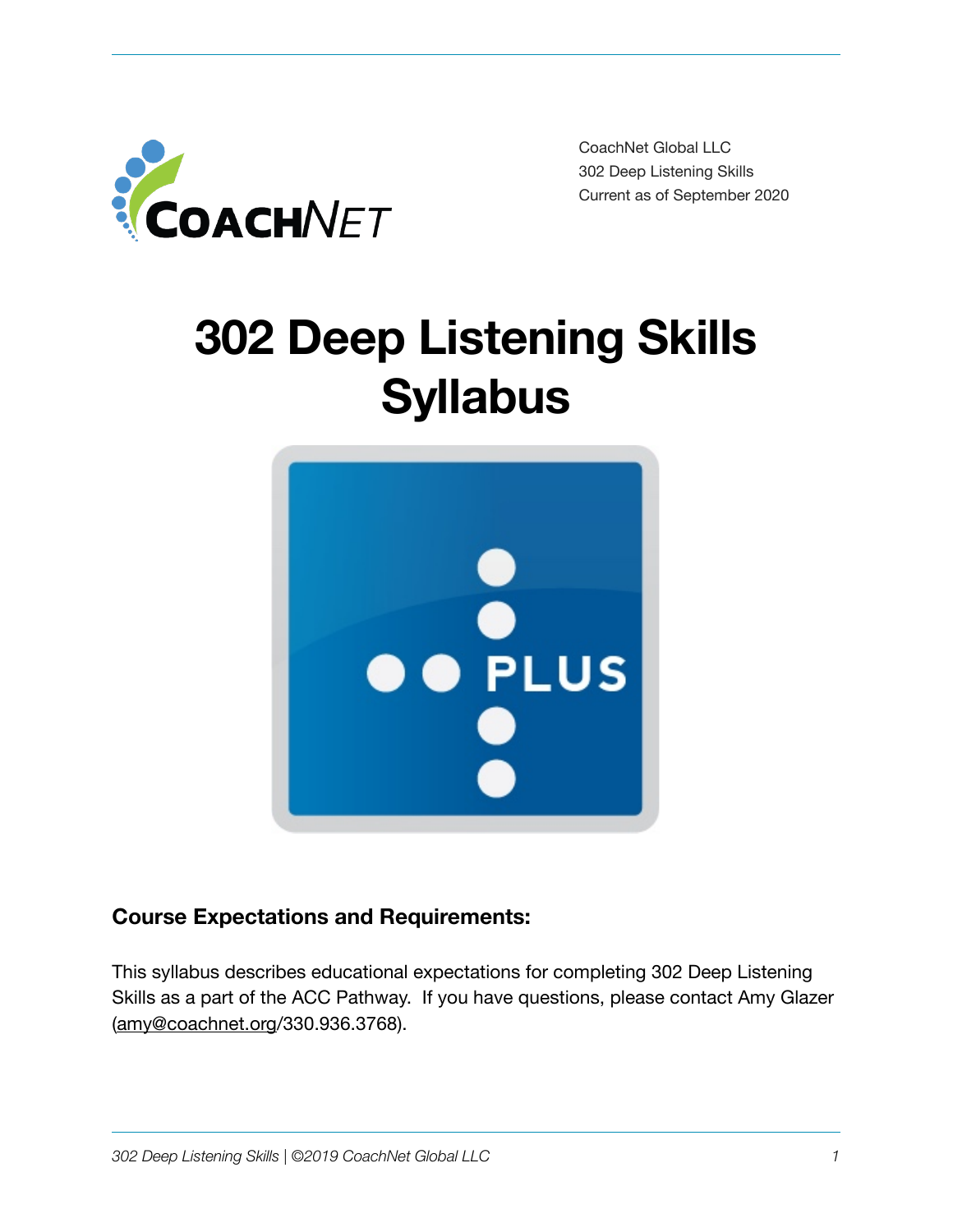CoachNet Global LLC
302 Deep Listening Skills
Current as of September 2020

# 302 Deep Listening Skills Syllabus

### Course Expectations and Requirements:

This syllabus describes educational expectations for completing 302 Deep Listening Skills as a part of the ACC Pathway. If you have questions, please contact Amy Glazer (amy@coachnet.org/330.936.3768).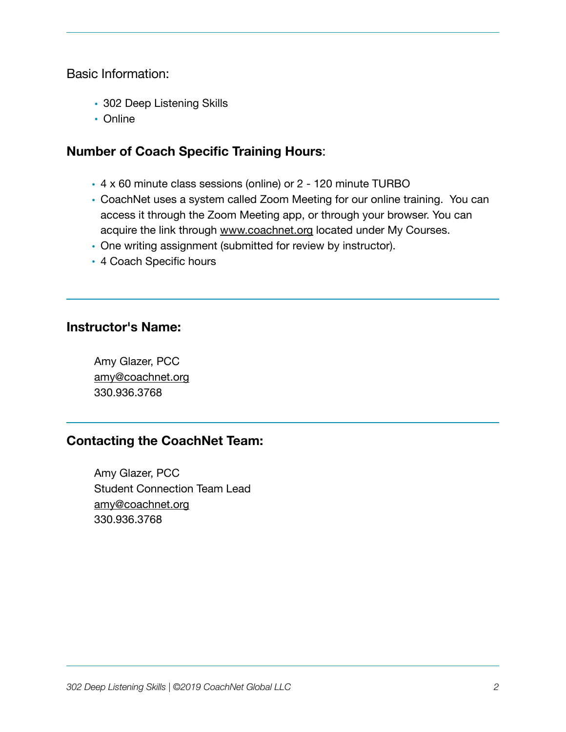Basic Information:

- 302 Deep Listening Skills
- Online

## **Number of Coach Specific Training Hours**:

- 4 x 60 minute class sessions (online) or 2 - 120 minute TURBO
- CoachNet uses a system called Zoom Meeting for our online training. You can access it through the Zoom Meeting app, or through your browser. You can acquire the link through www.coachnet.org located under My Courses.
- One writing assignment (submitted for review by instructor).
- 4 Coach Specific hours

## **Instructor's Name:**

Amy Glazer, PCC
amy@coachnet.org
330.936.3768

## **Contacting the CoachNet Team:**

Amy Glazer, PCC
Student Connection Team Lead
amy@coachnet.org
330.936.3768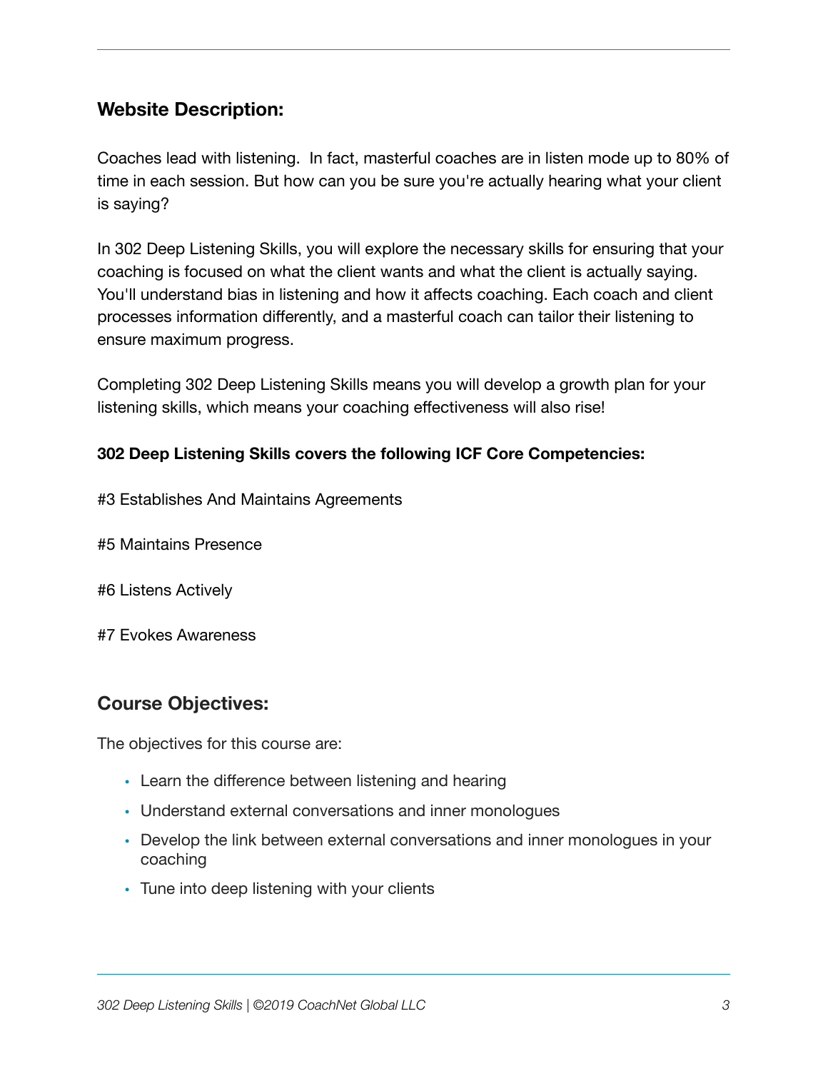## Website Description:

Coaches lead with listening. In fact, masterful coaches are in listen mode up to 80% of time in each session. But how can you be sure you're actually hearing what your client is saying?

In 302 Deep Listening Skills, you will explore the necessary skills for ensuring that your coaching is focused on what the client wants and what the client is actually saying. You'll understand bias in listening and how it affects coaching. Each coach and client processes information differently, and a masterful coach can tailor their listening to ensure maximum progress.

Completing 302 Deep Listening Skills means you will develop a growth plan for your listening skills, which means your coaching effectiveness will also rise!

**302 Deep Listening Skills covers the following ICF Core Competencies:**

#3 Establishes And Maintains Agreements

#5 Maintains Presence

#6 Listens Actively

#7 Evokes Awareness

## Course Objectives:

The objectives for this course are:

- Learn the difference between listening and hearing
- Understand external conversations and inner monologues
- Develop the link between external conversations and inner monologues in your coaching
- Tune into deep listening with your clients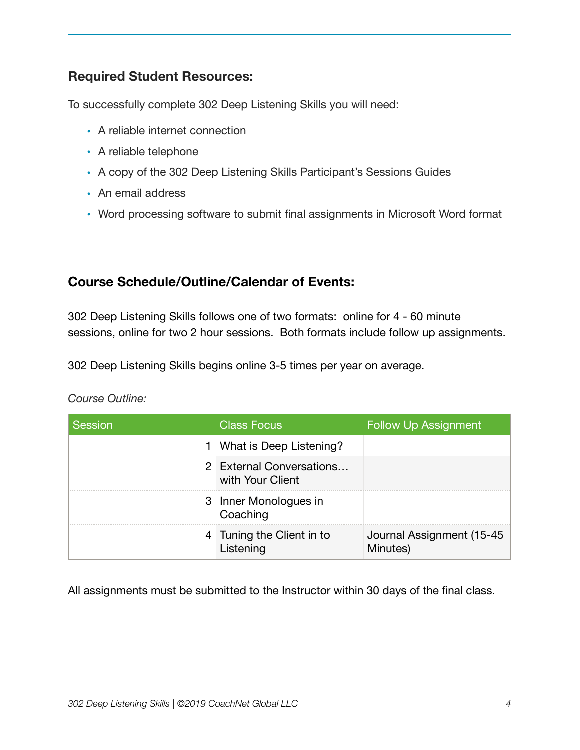## Required Student Resources:

To successfully complete 302 Deep Listening Skills you will need:

- A reliable internet connection
- A reliable telephone
- A copy of the 302 Deep Listening Skills Participant's Sessions Guides
- An email address
- Word processing software to submit final assignments in Microsoft Word format

## Course Schedule/Outline/Calendar of Events:

302 Deep Listening Skills follows one of two formats: online for 4 - 60 minute sessions, online for two 2 hour sessions. Both formats include follow up assignments.

302 Deep Listening Skills begins online 3-5 times per year on average.

*Course Outline:*

| Session | Class Focus | Follow Up Assignment |
|---|---|---|
| 1 | What is Deep Listening? | |
| 2 | External Conversations… with Your Client | |
| 3 | Inner Monologues in Coaching | |
| 4 | Tuning the Client in to Listening | Journal Assignment (15-45 Minutes) |

All assignments must be submitted to the Instructor within 30 days of the final class.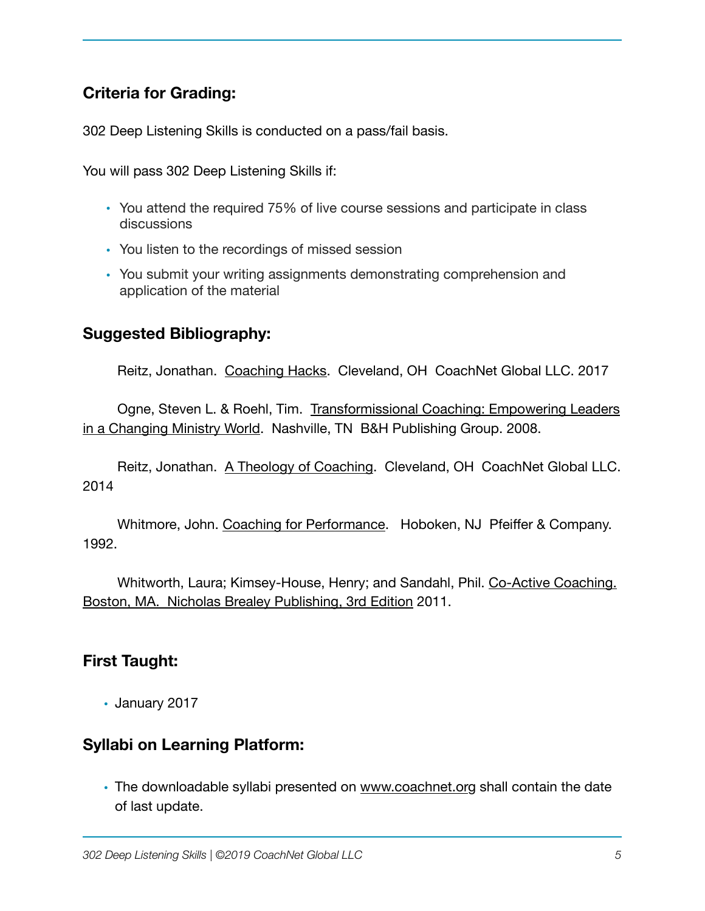## Criteria for Grading:

302 Deep Listening Skills is conducted on a pass/fail basis.

You will pass 302 Deep Listening Skills if:

- You attend the required 75% of live course sessions and participate in class discussions
- You listen to the recordings of missed session
- You submit your writing assignments demonstrating comprehension and application of the material

## Suggested Bibliography:

Reitz, Jonathan. Coaching Hacks. Cleveland, OH CoachNet Global LLC. 2017

Ogne, Steven L. & Roehl, Tim. Transformissional Coaching: Empowering Leaders in a Changing Ministry World. Nashville, TN B&H Publishing Group. 2008.

Reitz, Jonathan. A Theology of Coaching. Cleveland, OH CoachNet Global LLC. 2014

Whitmore, John. Coaching for Performance. Hoboken, NJ Pfeiffer & Company. 1992.

Whitworth, Laura; Kimsey-House, Henry; and Sandahl, Phil. Co-Active Coaching. Boston, MA. Nicholas Brealey Publishing, 3rd Edition 2011.

## First Taught:

- January 2017

## Syllabi on Learning Platform:

- The downloadable syllabi presented on www.coachnet.org shall contain the date of last update.